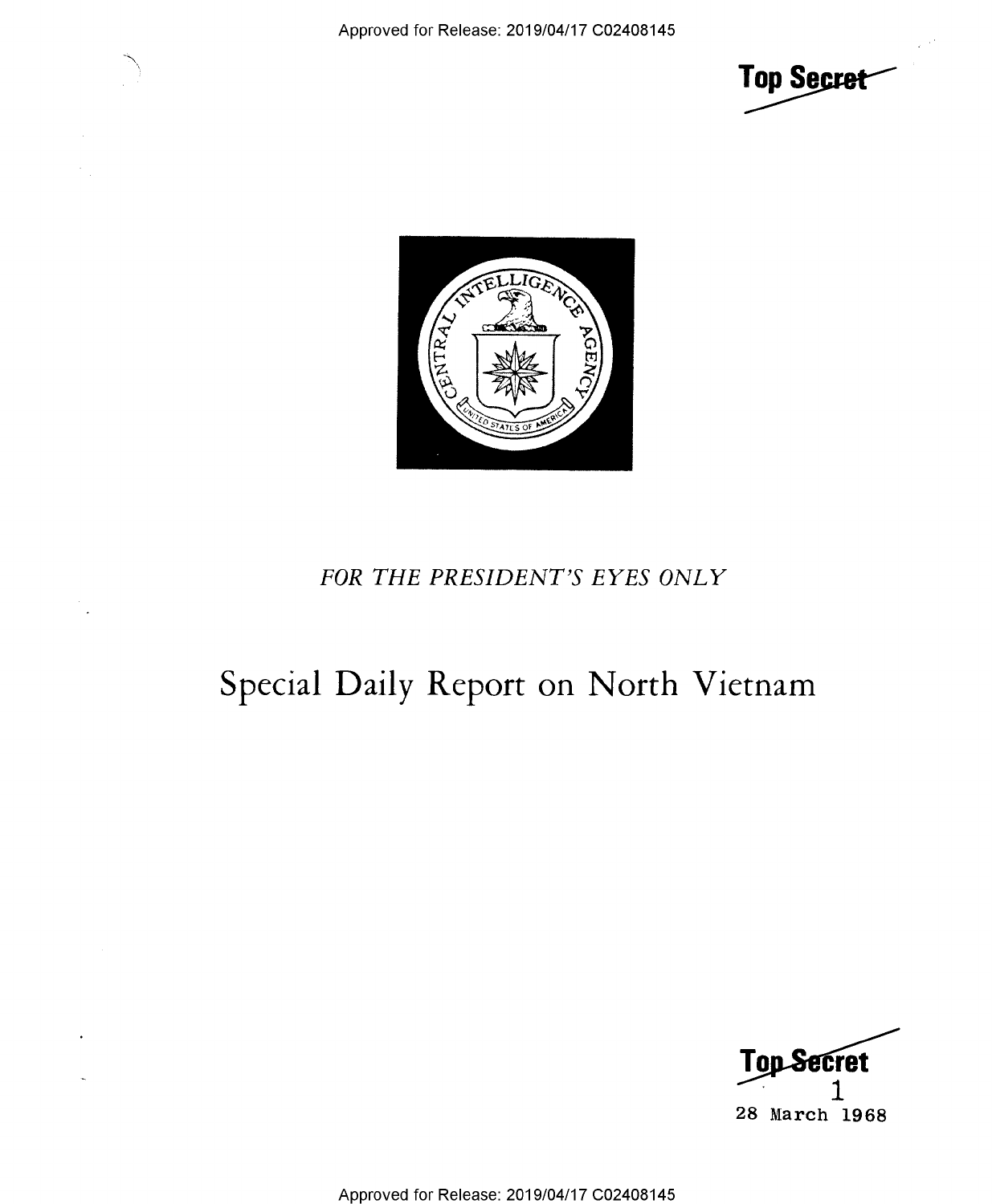Top Secret

FOR THE PRESIDENT'S EYES ONLY

# Special Daily Report on North Vietnam

Top Secret

1

28 March 1968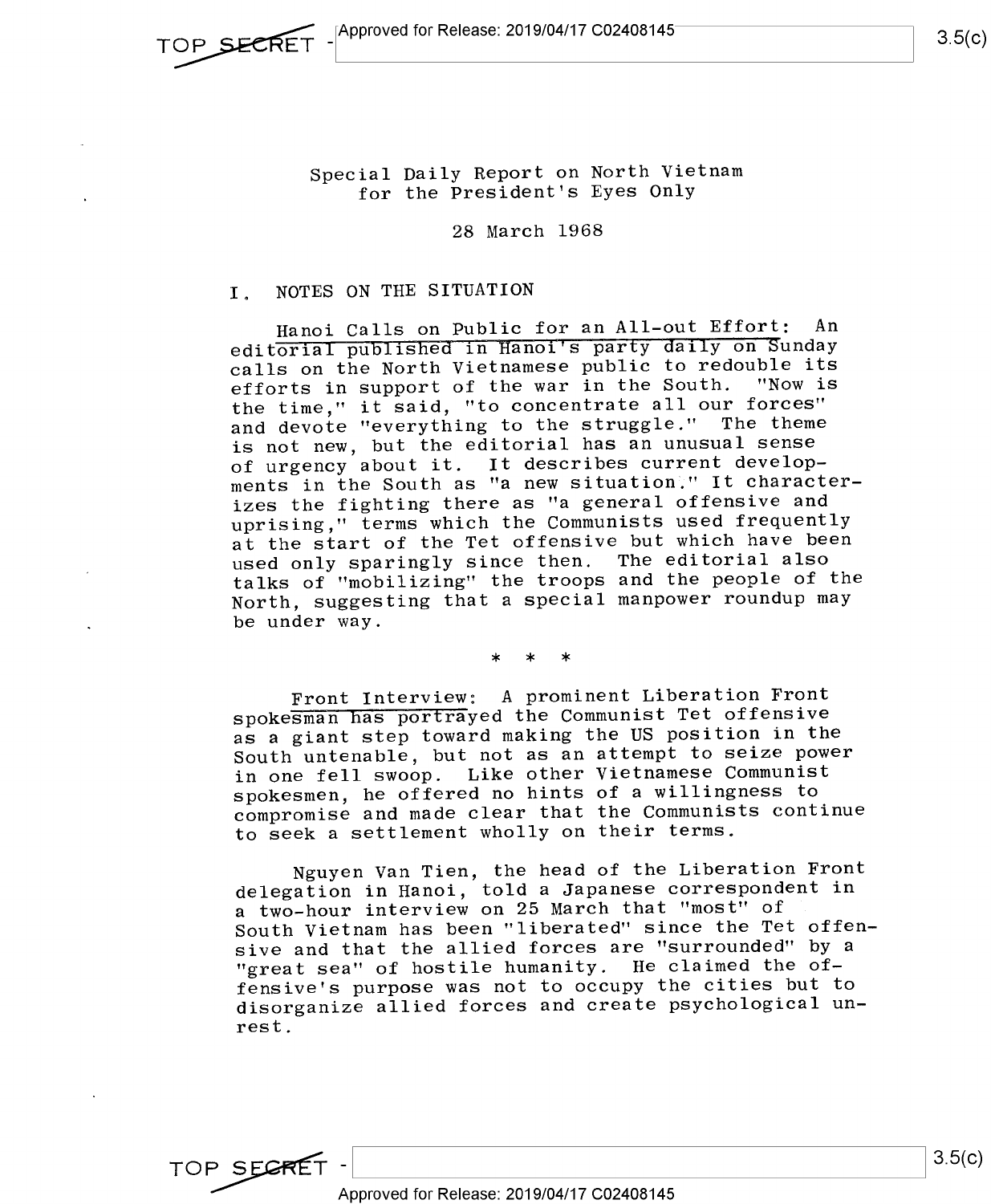Special Daily Report on North Vietnam
for the President's Eyes Only

28 March 1968

## I. NOTES ON THE SITUATION

Hanoi Calls on Public for an All-out Effort: An editorial published in Hanoi's party daily on Sunday calls on the North Vietnamese public to redouble its efforts in support of the war in the South. "Now is the time," it said, "to concentrate all our forces" and devote "everything to the struggle." The theme is not new, but the editorial has an unusual sense of urgency about it. It describes current developments in the South as "a new situation." It characterizes the fighting there as "a general offensive and uprising," terms which the Communists used frequently at the start of the Tet offensive but which have been used only sparingly since then. The editorial also talks of "mobilizing" the troops and the people of the North, suggesting that a special manpower roundup may be under way.

\* \* \*

Front Interview: A prominent Liberation Front spokesman has portrayed the Communist Tet offensive as a giant step toward making the US position in the South untenable, but not as an attempt to seize power in one fell swoop. Like other Vietnamese Communist spokesmen, he offered no hints of a willingness to compromise and made clear that the Communists continue to seek a settlement wholly on their terms.

Nguyen Van Tien, the head of the Liberation Front delegation in Hanoi, told a Japanese correspondent in a two-hour interview on 25 March that "most" of South Vietnam has been "liberated" since the Tet offensive and that the allied forces are "surrounded" by a "great sea" of hostile humanity. He claimed the offensive's purpose was not to occupy the cities but to disorganize allied forces and create psychological unrest.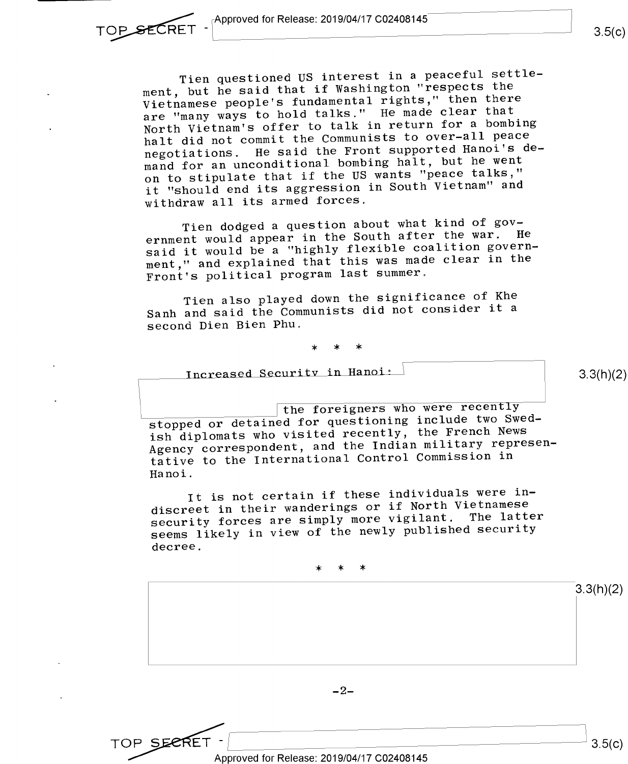Tien questioned US interest in a peaceful settlement, but he said that if Washington "respects the Vietnamese people's fundamental rights," then there are "many ways to hold talks." He made clear that North Vietnam's offer to talk in return for a bombing halt did not commit the Communists to over-all peace negotiations. He said the Front supported Hanoi's demand for an unconditional bombing halt, but he went on to stipulate that if the US wants "peace talks," it "should end its aggression in South Vietnam" and withdraw all its armed forces.

Tien dodged a question about what kind of government would appear in the South after the war. He said it would be a "highly flexible coalition government," and explained that this was made clear in the Front's political program last summer.

Tien also played down the significance of Khe Sanh and said the Communists did not consider it a second Dien Bien Phu.

\* \* \*

Increased Security in Hanoi: [redacted] 3.3(h)(2) the foreigners who were recently stopped or detained for questioning include two Swedish diplomats who visited recently, the French News Agency correspondent, and the Indian military representative to the International Control Commission in Hanoi.

It is not certain if these individuals were indiscreet in their wanderings or if North Vietnamese security forces are simply more vigilant. The latter seems likely in view of the newly published security decree.

\* \* \*

[redacted] 3.3(h)(2)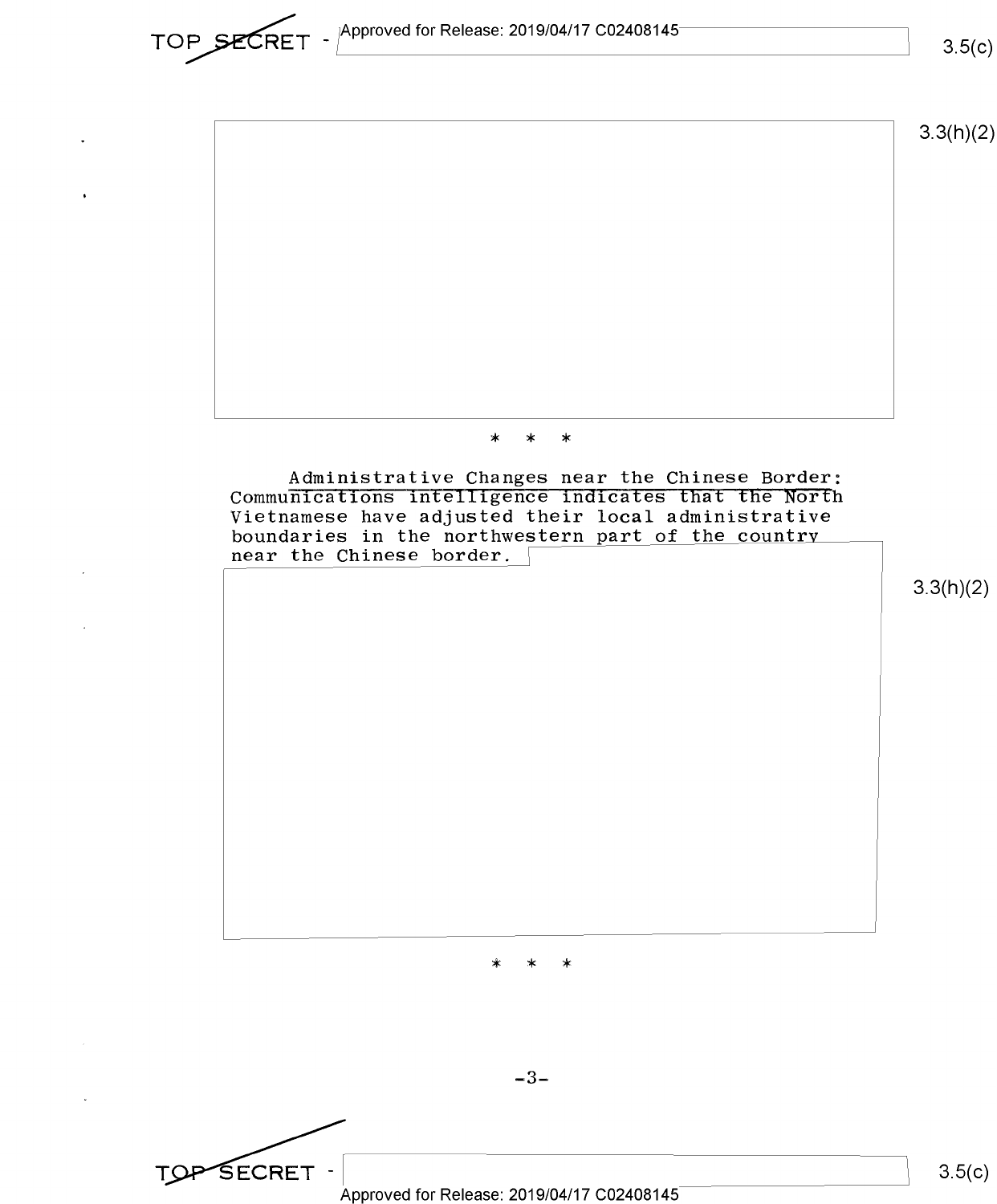\* \* \*

<u>Administrative Changes near the Chinese Border</u>: Communications intelligence indicates that the North Vietnamese have adjusted their local administrative boundaries in the northwestern part of the country near the Chinese border.

\* \* \*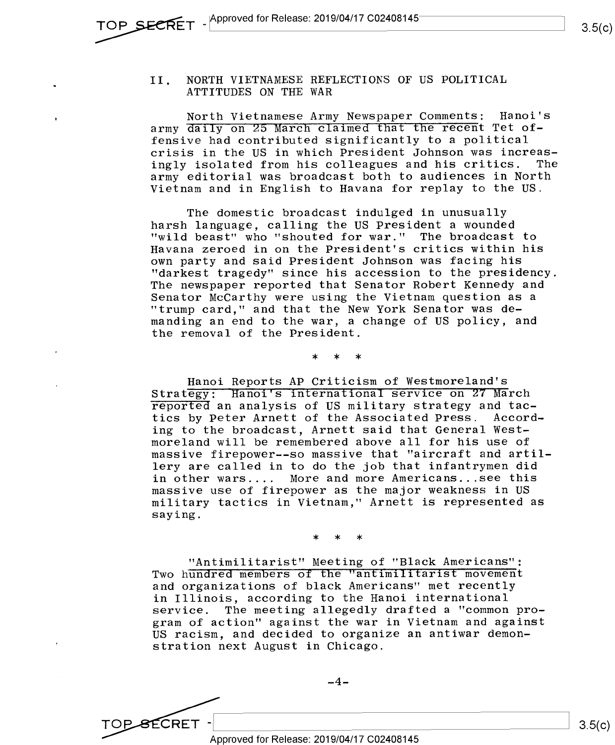## II. NORTH VIETNAMESE REFLECTIONS OF US POLITICAL ATTITUDES ON THE WAR

North Vietnamese Army Newspaper Comments: Hanoi's army daily on 25 March claimed that the recent Tet offensive had contributed significantly to a political crisis in the US in which President Johnson was increasingly isolated from his colleagues and his critics. The army editorial was broadcast both to audiences in North Vietnam and in English to Havana for replay to the US.

The domestic broadcast indulged in unusually harsh language, calling the US President a wounded "wild beast" who "shouted for war." The broadcast to Havana zeroed in on the President's critics within his own party and said President Johnson was facing his "darkest tragedy" since his accession to the presidency. The newspaper reported that Senator Robert Kennedy and Senator McCarthy were using the Vietnam question as a "trump card," and that the New York Senator was demanding an end to the war, a change of US policy, and the removal of the President.

\* \* \*

Hanoi Reports AP Criticism of Westmoreland's Strategy: Hanoi's international service on 27 March reported an analysis of US military strategy and tactics by Peter Arnett of the Associated Press. According to the broadcast, Arnett said that General Westmoreland will be remembered above all for his use of massive firepower--so massive that "aircraft and artillery are called in to do the job that infantrymen did in other wars.... More and more Americans...see this massive use of firepower as the major weakness in US military tactics in Vietnam," Arnett is represented as saying.

\* \* \*

"Antimilitarist" Meeting of "Black Americans": Two hundred members of the "antimilitarist movement and organizations of black Americans" met recently in Illinois, according to the Hanoi international service. The meeting allegedly drafted a "common program of action" against the war in Vietnam and against US racism, and decided to organize an antiwar demonstration next August in Chicago.